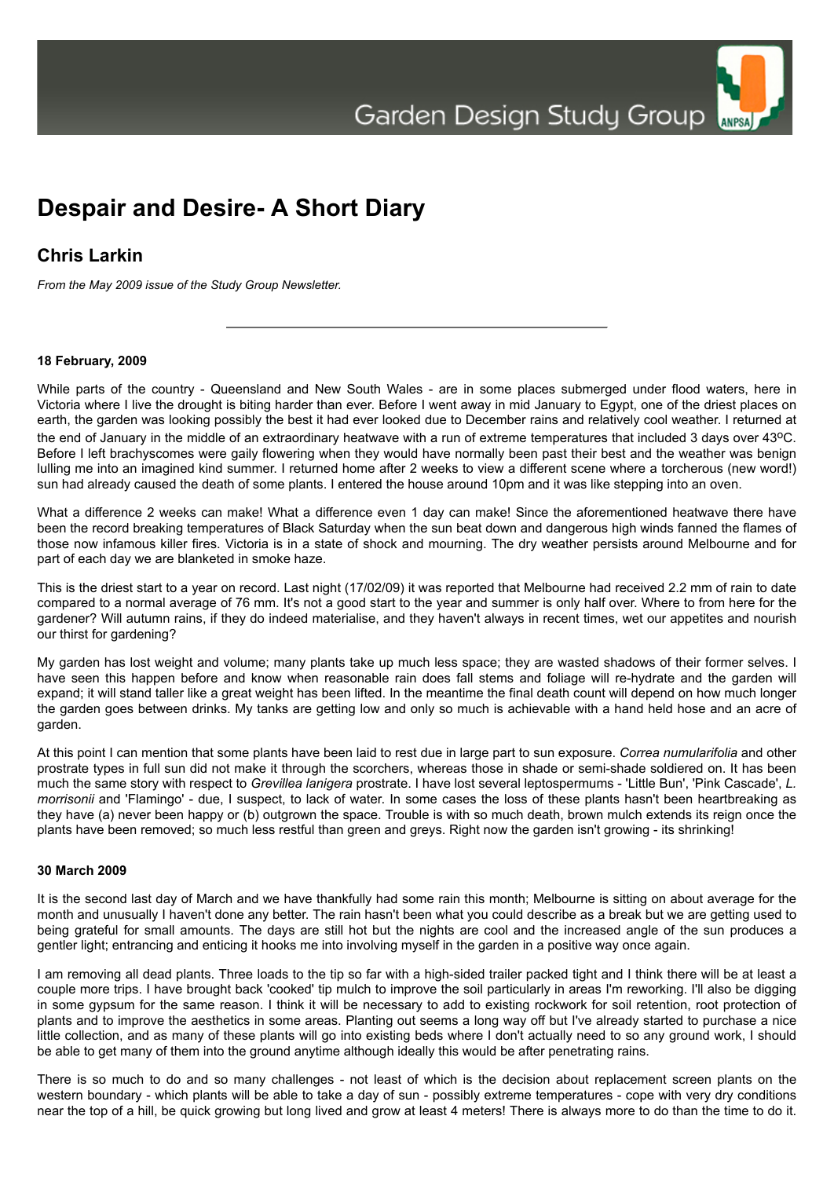Garden Design Study Group

# Despair and Desire- A Short Diary

## Chris Larkin

*From the May 2009 issue of the Study Group Newsletter.*

---

**18 February, 2009**

While parts of the country - Queensland and New South Wales - are in some places submerged under flood waters, here in Victoria where I live the drought is biting harder than ever. Before I went away in mid January to Egypt, one of the driest places on earth, the garden was looking possibly the best it had ever looked due to December rains and relatively cool weather. I returned at the end of January in the middle of an extraordinary heatwave with a run of extreme temperatures that included 3 days over 43ºC. Before I left brachyscomes were gaily flowering when they would have normally been past their best and the weather was benign lulling me into an imagined kind summer. I returned home after 2 weeks to view a different scene where a torcherous (new word!) sun had already caused the death of some plants. I entered the house around 10pm and it was like stepping into an oven.

What a difference 2 weeks can make! What a difference even 1 day can make! Since the aforementioned heatwave there have been the record breaking temperatures of Black Saturday when the sun beat down and dangerous high winds fanned the flames of those now infamous killer fires. Victoria is in a state of shock and mourning. The dry weather persists around Melbourne and for part of each day we are blanketed in smoke haze.

This is the driest start to a year on record. Last night (17/02/09) it was reported that Melbourne had received 2.2 mm of rain to date compared to a normal average of 76 mm. It's not a good start to the year and summer is only half over. Where to from here for the gardener? Will autumn rains, if they do indeed materialise, and they haven't always in recent times, wet our appetites and nourish our thirst for gardening?

My garden has lost weight and volume; many plants take up much less space; they are wasted shadows of their former selves. I have seen this happen before and know when reasonable rain does fall stems and foliage will re-hydrate and the garden will expand; it will stand taller like a great weight has been lifted. In the meantime the final death count will depend on how much longer the garden goes between drinks. My tanks are getting low and only so much is achievable with a hand held hose and an acre of garden.

At this point I can mention that some plants have been laid to rest due in large part to sun exposure. *Correa numularifolia* and other prostrate types in full sun did not make it through the scorchers, whereas those in shade or semi-shade soldiered on. It has been much the same story with respect to *Grevillea lanigera* prostrate. I have lost several leptospermums - 'Little Bun', 'Pink Cascade', *L. morrisonii* and 'Flamingo' - due, I suspect, to lack of water. In some cases the loss of these plants hasn't been heartbreaking as they have (a) never been happy or (b) outgrown the space. Trouble is with so much death, brown mulch extends its reign once the plants have been removed; so much less restful than green and greys. Right now the garden isn't growing - its shrinking!

**30 March 2009**

It is the second last day of March and we have thankfully had some rain this month; Melbourne is sitting on about average for the month and unusually I haven't done any better. The rain hasn't been what you could describe as a break but we are getting used to being grateful for small amounts. The days are still hot but the nights are cool and the increased angle of the sun produces a gentler light; entrancing and enticing it hooks me into involving myself in the garden in a positive way once again.

I am removing all dead plants. Three loads to the tip so far with a high-sided trailer packed tight and I think there will be at least a couple more trips. I have brought back 'cooked' tip mulch to improve the soil particularly in areas I'm reworking. I'll also be digging in some gypsum for the same reason. I think it will be necessary to add to existing rockwork for soil retention, root protection of plants and to improve the aesthetics in some areas. Planting out seems a long way off but I've already started to purchase a nice little collection, and as many of these plants will go into existing beds where I don't actually need to so any ground work, I should be able to get many of them into the ground anytime although ideally this would be after penetrating rains.

There is so much to do and so many challenges - not least of which is the decision about replacement screen plants on the western boundary - which plants will be able to take a day of sun - possibly extreme temperatures - cope with very dry conditions near the top of a hill, be quick growing but long lived and grow at least 4 meters! There is always more to do than the time to do it.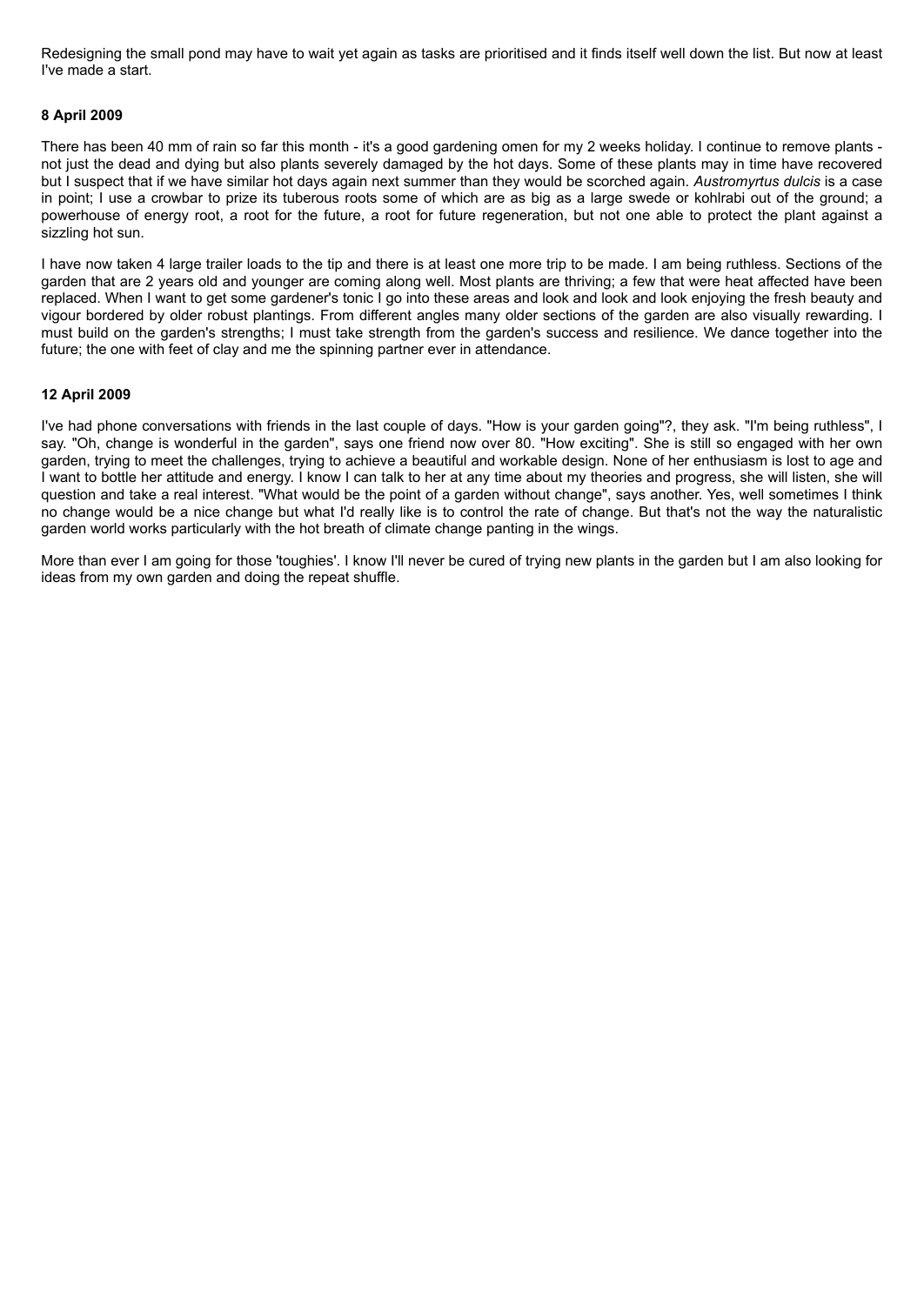Redesigning the small pond may have to wait yet again as tasks are prioritised and it finds itself well down the list. But now at least I've made a start.

**8 April 2009**

There has been 40 mm of rain so far this month - it's a good gardening omen for my 2 weeks holiday. I continue to remove plants - not just the dead and dying but also plants severely damaged by the hot days. Some of these plants may in time have recovered but I suspect that if we have similar hot days again next summer than they would be scorched again. *Austromyrtus dulcis* is a case in point; I use a crowbar to prize its tuberous roots some of which are as big as a large swede or kohlrabi out of the ground; a powerhouse of energy root, a root for the future, a root for future regeneration, but not one able to protect the plant against a sizzling hot sun.

I have now taken 4 large trailer loads to the tip and there is at least one more trip to be made. I am being ruthless. Sections of the garden that are 2 years old and younger are coming along well. Most plants are thriving; a few that were heat affected have been replaced. When I want to get some gardener's tonic I go into these areas and look and look and look enjoying the fresh beauty and vigour bordered by older robust plantings. From different angles many older sections of the garden are also visually rewarding. I must build on the garden's strengths; I must take strength from the garden's success and resilience. We dance together into the future; the one with feet of clay and me the spinning partner ever in attendance.

**12 April 2009**

I've had phone conversations with friends in the last couple of days. "How is your garden going"?, they ask. "I'm being ruthless", I say. "Oh, change is wonderful in the garden", says one friend now over 80. "How exciting". She is still so engaged with her own garden, trying to meet the challenges, trying to achieve a beautiful and workable design. None of her enthusiasm is lost to age and I want to bottle her attitude and energy. I know I can talk to her at any time about my theories and progress, she will listen, she will question and take a real interest. "What would be the point of a garden without change", says another. Yes, well sometimes I think no change would be a nice change but what I'd really like is to control the rate of change. But that's not the way the naturalistic garden world works particularly with the hot breath of climate change panting in the wings.

More than ever I am going for those 'toughies'. I know I'll never be cured of trying new plants in the garden but I am also looking for ideas from my own garden and doing the repeat shuffle.